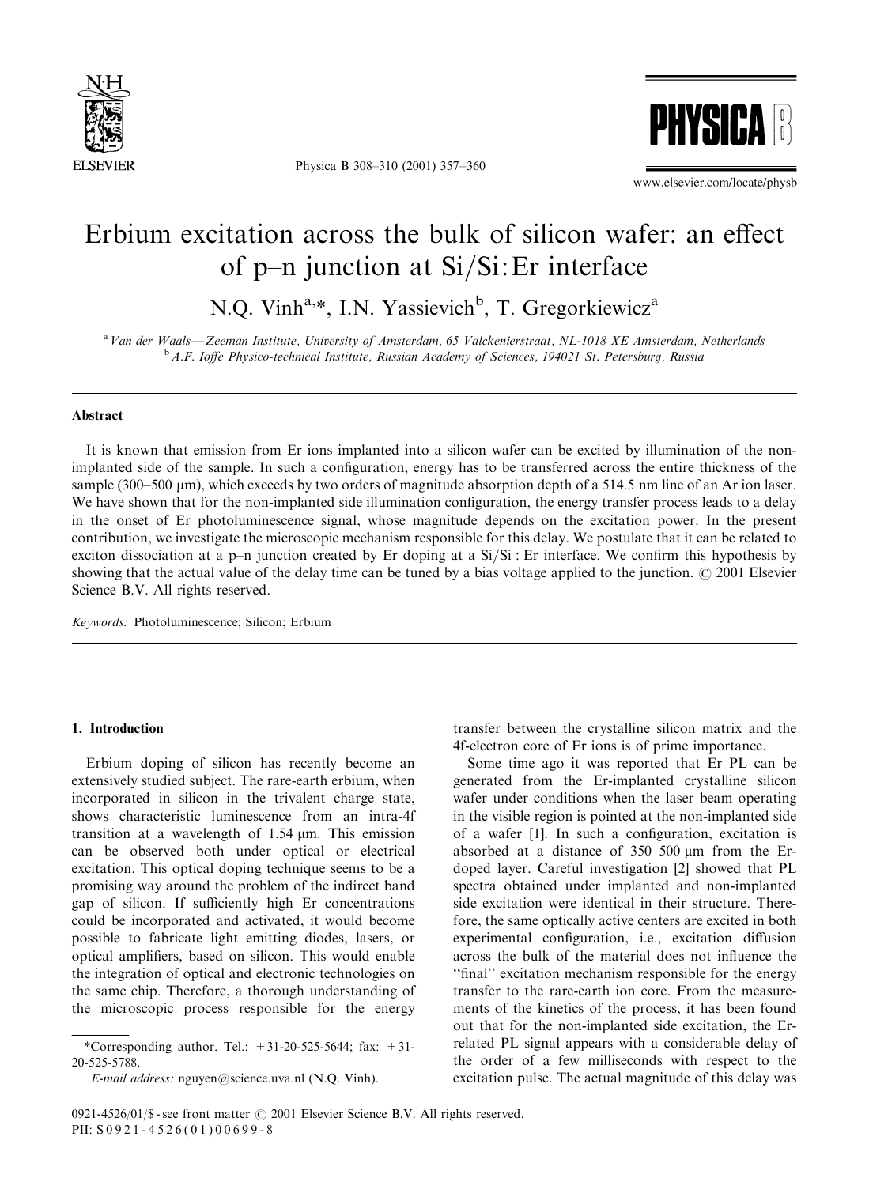# Erbium excitation across the bulk of silicon wafer: an effect of p–n junction at Si/Si:Er interface

N.Q. Vinh[a,*], I.N. Yassievich[b], T. Gregorkiewicz[a]

[a] *Van der Waals—Zeeman Institute, University of Amsterdam, 65 Valckenierstraat, NL-1018 XE Amsterdam, Netherlands*

[b] *A.F. Ioffe Physico-technical Institute, Russian Academy of Sciences, 194021 St. Petersburg, Russia*

## Abstract

It is known that emission from Er ions implanted into a silicon wafer can be excited by illumination of the non-implanted side of the sample. In such a configuration, energy has to be transferred across the entire thickness of the sample (300–500 μm), which exceeds by two orders of magnitude absorption depth of a 514.5 nm line of an Ar ion laser. We have shown that for the non-implanted side illumination configuration, the energy transfer process leads to a delay in the onset of Er photoluminescence signal, whose magnitude depends on the excitation power. In the present contribution, we investigate the microscopic mechanism responsible for this delay. We postulate that it can be related to exciton dissociation at a p–n junction created by Er doping at a Si/Si : Er interface. We confirm this hypothesis by showing that the actual value of the delay time can be tuned by a bias voltage applied to the junction. © 2001 Elsevier Science B.V. All rights reserved.

*Keywords:* Photoluminescence; Silicon; Erbium

## 1. Introduction

Erbium doping of silicon has recently become an extensively studied subject. The rare-earth erbium, when incorporated in silicon in the trivalent charge state, shows characteristic luminescence from an intra-4f transition at a wavelength of 1.54 μm. This emission can be observed both under optical or electrical excitation. This optical doping technique seems to be a promising way around the problem of the indirect band gap of silicon. If sufficiently high Er concentrations could be incorporated and activated, it would become possible to fabricate light emitting diodes, lasers, or optical amplifiers, based on silicon. This would enable the integration of optical and electronic technologies on the same chip. Therefore, a thorough understanding of the microscopic process responsible for the energy transfer between the crystalline silicon matrix and the 4f-electron core of Er ions is of prime importance.

Some time ago it was reported that Er PL can be generated from the Er-implanted crystalline silicon wafer under conditions when the laser beam operating in the visible region is pointed at the non-implanted side of a wafer [1]. In such a configuration, excitation is absorbed at a distance of 350–500 μm from the Er-doped layer. Careful investigation [2] showed that PL spectra obtained under implanted and non-implanted side excitation were identical in their structure. Therefore, the same optically active centers are excited in both experimental configuration, i.e., excitation diffusion across the bulk of the material does not influence the "final" excitation mechanism responsible for the energy transfer to the rare-earth ion core. From the measurements of the kinetics of the process, it has been found out that for the non-implanted side excitation, the Er-related PL signal appears with a considerable delay of the order of a few milliseconds with respect to the excitation pulse. The actual magnitude of this delay was

*Corresponding author. Tel.: +31-20-525-5644; fax: +31-20-525-5788.

*E-mail address:* nguyen@science.uva.nl (N.Q. Vinh).

0921-4526/01/$ - see front matter © 2001 Elsevier Science B.V. All rights reserved.
PII: S0921-4526(01)00699-8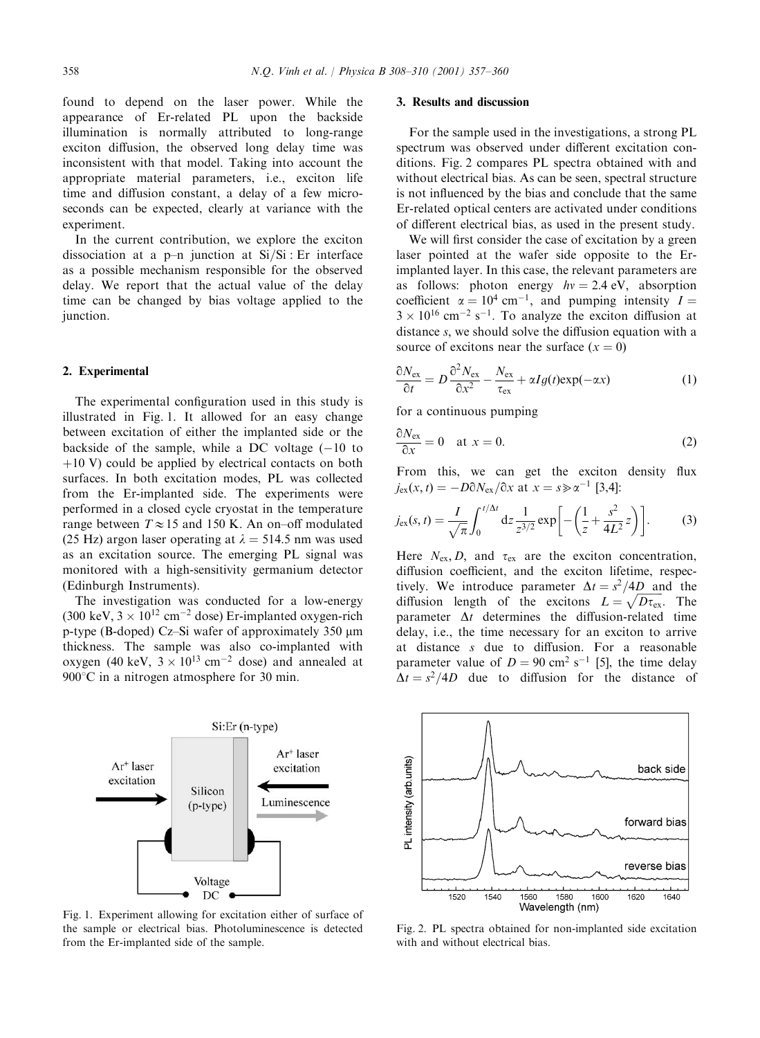found to depend on the laser power. While the appearance of Er-related PL upon the backside illumination is normally attributed to long-range exciton diffusion, the observed long delay time was inconsistent with that model. Taking into account the appropriate material parameters, i.e., exciton life time and diffusion constant, a delay of a few microseconds can be expected, clearly at variance with the experiment.

In the current contribution, we explore the exciton dissociation at a p–n junction at Si/Si : Er interface as a possible mechanism responsible for the observed delay. We report that the actual value of the delay time can be changed by bias voltage applied to the junction.

## 2. Experimental

The experimental configuration used in this study is illustrated in Fig. 1. It allowed for an easy change between excitation of either the implanted side or the backside of the sample, while a DC voltage (−10 to +10 V) could be applied by electrical contacts on both surfaces. In both excitation modes, PL was collected from the Er-implanted side. The experiments were performed in a closed cycle cryostat in the temperature range between $T \approx 15$ and 150 K. An on–off modulated (25 Hz) argon laser operating at $\lambda = 514.5$ nm was used as an excitation source. The emerging PL signal was monitored with a high-sensitivity germanium detector (Edinburgh Instruments).

The investigation was conducted for a low-energy (300 keV, $3 \times 10^{12}$ cm$^{-2}$ dose) Er-implanted oxygen-rich p-type (B-doped) Cz–Si wafer of approximately 350 μm thickness. The sample was also co-implanted with oxygen (40 keV, $3 \times 10^{13}$ cm$^{-2}$ dose) and annealed at 900°C in a nitrogen atmosphere for 30 min.

Fig. 1. Experiment allowing for excitation either of surface of the sample or electrical bias. Photoluminescence is detected from the Er-implanted side of the sample.

## 3. Results and discussion

For the sample used in the investigations, a strong PL spectrum was observed under different excitation conditions. Fig. 2 compares PL spectra obtained with and without electrical bias. As can be seen, spectral structure is not influenced by the bias and conclude that the same Er-related optical centers are activated under conditions of different electrical bias, as used in the present study.

We will first consider the case of excitation by a green laser pointed at the wafer side opposite to the Er-implanted layer. In this case, the relevant parameters are as follows: photon energy $h\nu = 2.4$ eV, absorption coefficient $\alpha = 10^4$ cm$^{-1}$, and pumping intensity $I = 3 \times 10^{16}$ cm$^{-2}$ s$^{-1}$. To analyze the exciton diffusion at distance $s$, we should solve the diffusion equation with a source of excitons near the surface ($x = 0$)

$$\frac{\partial N_{ex}}{\partial t} = D\frac{\partial^2 N_{ex}}{\partial x^2} - \frac{N_{ex}}{\tau_{ex}} + \alpha I g(t)\exp(-\alpha x) \tag{1}$$

for a continuous pumping

$$\frac{\partial N_{ex}}{\partial x} = 0 \quad \text{at } x = 0. \tag{2}$$

From this, we can get the exciton density flux $j_{ex}(x,t) = -D\partial N_{ex}/\partial x$ at $x = s \gg \alpha^{-1}$ [3,4]:

$$j_{ex}(s,t) = \frac{I}{\sqrt{\pi}}\int_0^{t/\Delta t} \mathrm{d}z \frac{1}{z^{3/2}} \exp\left[-\left(\frac{1}{z} + \frac{s^2}{4L^2}z\right)\right]. \tag{3}$$

Here $N_{ex}$, $D$, and $\tau_{ex}$ are the exciton concentration, diffusion coefficient, and the exciton lifetime, respectively. We introduce parameter $\Delta t = s^2/4D$ and the diffusion length of the excitons $L = \sqrt{D\tau_{ex}}$. The parameter $\Delta t$ determines the diffusion-related time delay, i.e., the time necessary for an exciton to arrive at distance $s$ due to diffusion. For a reasonable parameter value of $D = 90$ cm$^2$ s$^{-1}$ [5], the time delay $\Delta t = s^2/4D$ due to diffusion for the distance of

Fig. 2. PL spectra obtained for non-implanted side excitation with and without electrical bias.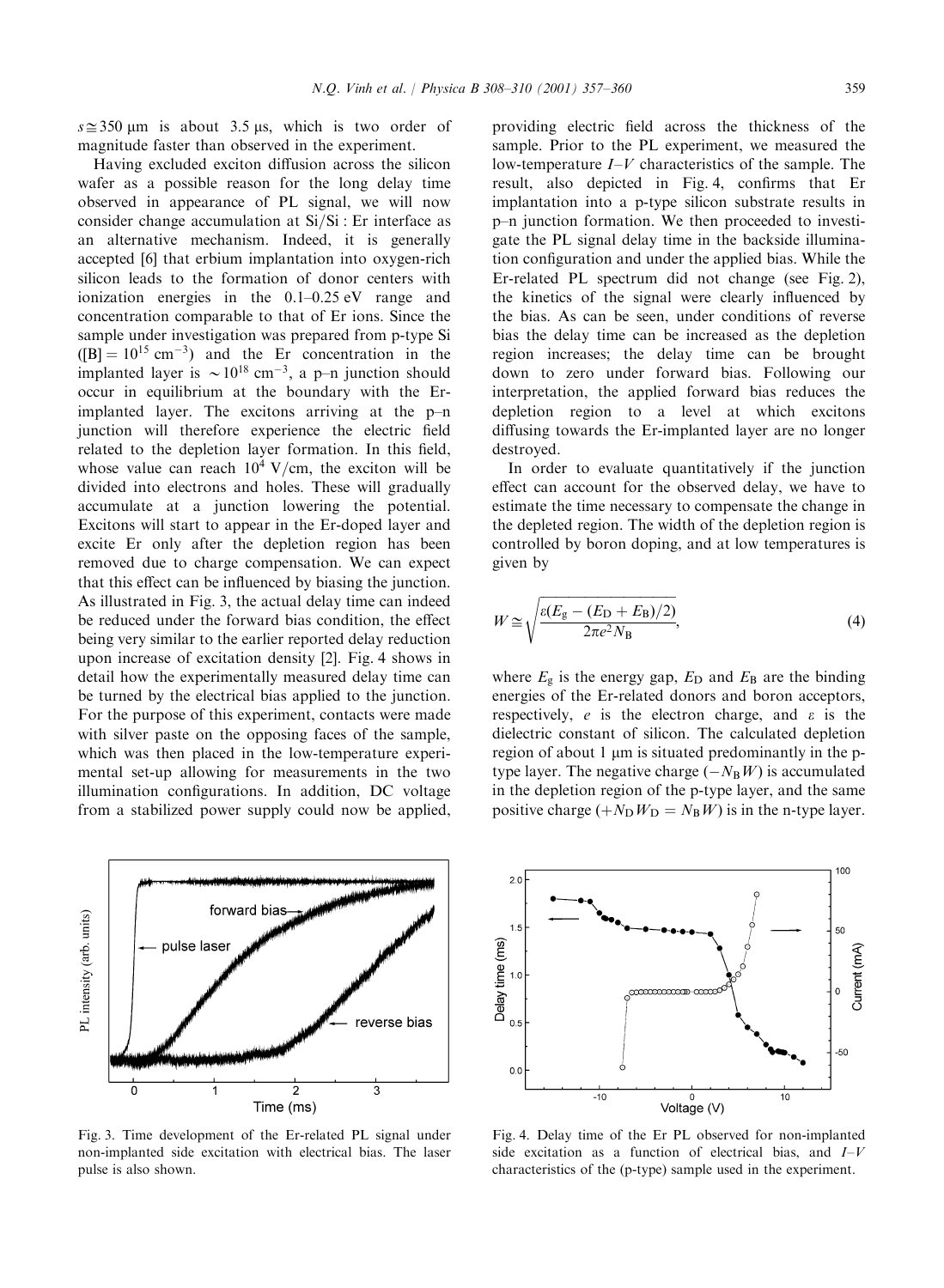$s \cong 350$ μm is about 3.5 μs, which is two order of magnitude faster than observed in the experiment.

Having excluded exciton diffusion across the silicon wafer as a possible reason for the long delay time observed in appearance of PL signal, we will now consider change accumulation at Si/Si : Er interface as an alternative mechanism. Indeed, it is generally accepted [6] that erbium implantation into oxygen-rich silicon leads to the formation of donor centers with ionization energies in the 0.1–0.25 eV range and concentration comparable to that of Er ions. Since the sample under investigation was prepared from p-type Si ($[B] = 10^{15}$ cm$^{-3}$) and the Er concentration in the implanted layer is $\sim 10^{18}$ cm$^{-3}$, a p–n junction should occur in equilibrium at the boundary with the Er-implanted layer. The excitons arriving at the p–n junction will therefore experience the electric field related to the depletion layer formation. In this field, whose value can reach $10^4$ V/cm, the exciton will be divided into electrons and holes. These will gradually accumulate at a junction lowering the potential. Excitons will start to appear in the Er-doped layer and excite Er only after the depletion region has been removed due to charge compensation. We can expect that this effect can be influenced by biasing the junction. As illustrated in Fig. 3, the actual delay time can indeed be reduced under the forward bias condition, the effect being very similar to the earlier reported delay reduction upon increase of excitation density [2]. Fig. 4 shows in detail how the experimentally measured delay time can be turned by the electrical bias applied to the junction. For the purpose of this experiment, contacts were made with silver paste on the opposing faces of the sample, which was then placed in the low-temperature experimental set-up allowing for measurements in the two illumination configurations. In addition, DC voltage from a stabilized power supply could now be applied, providing electric field across the thickness of the sample. Prior to the PL experiment, we measured the low-temperature $I$–$V$ characteristics of the sample. The result, also depicted in Fig. 4, confirms that Er implantation into a p-type silicon substrate results in p–n junction formation. We then proceeded to investigate the PL signal delay time in the backside illumination configuration and under the applied bias. While the Er-related PL spectrum did not change (see Fig. 2), the kinetics of the signal were clearly influenced by the bias. As can be seen, under conditions of reverse bias the delay time can be increased as the depletion region increases; the delay time can be brought down to zero under forward bias. Following our interpretation, the applied forward bias reduces the depletion region to a level at which excitons diffusing towards the Er-implanted layer are no longer destroyed.

In order to evaluate quantitatively if the junction effect can account for the observed delay, we have to estimate the time necessary to compensate the change in the depleted region. The width of the depletion region is controlled by boron doping, and at low temperatures is given by

$$W \cong \sqrt{\frac{\varepsilon(E_g - (E_D + E_B)/2)}{2\pi e^2 N_B}}, \tag{4}$$

where $E_g$ is the energy gap, $E_D$ and $E_B$ are the binding energies of the Er-related donors and boron acceptors, respectively, $e$ is the electron charge, and $\varepsilon$ is the dielectric constant of silicon. The calculated depletion region of about 1 μm is situated predominantly in the p-type layer. The negative charge $(-N_B W)$ is accumulated in the depletion region of the p-type layer, and the same positive charge $(+N_D W_D = N_B W)$ is in the n-type layer.

PL intensity (arb. units)
forward bias
pulse laser
reverse bias
Time (ms)
0 1 2 3

Fig. 3. Time development of the Er-related PL signal under non-implanted side excitation with electrical bias. The laser pulse is also shown.

Delay time (ms)
Current (mA)
Voltage (V)
2.0 1.5 1.0 0.5 0.0
100 50 0 -50
-10 0 10

Fig. 4. Delay time of the Er PL observed for non-implanted side excitation as a function of electrical bias, and $I$–$V$ characteristics of the (p-type) sample used in the experiment.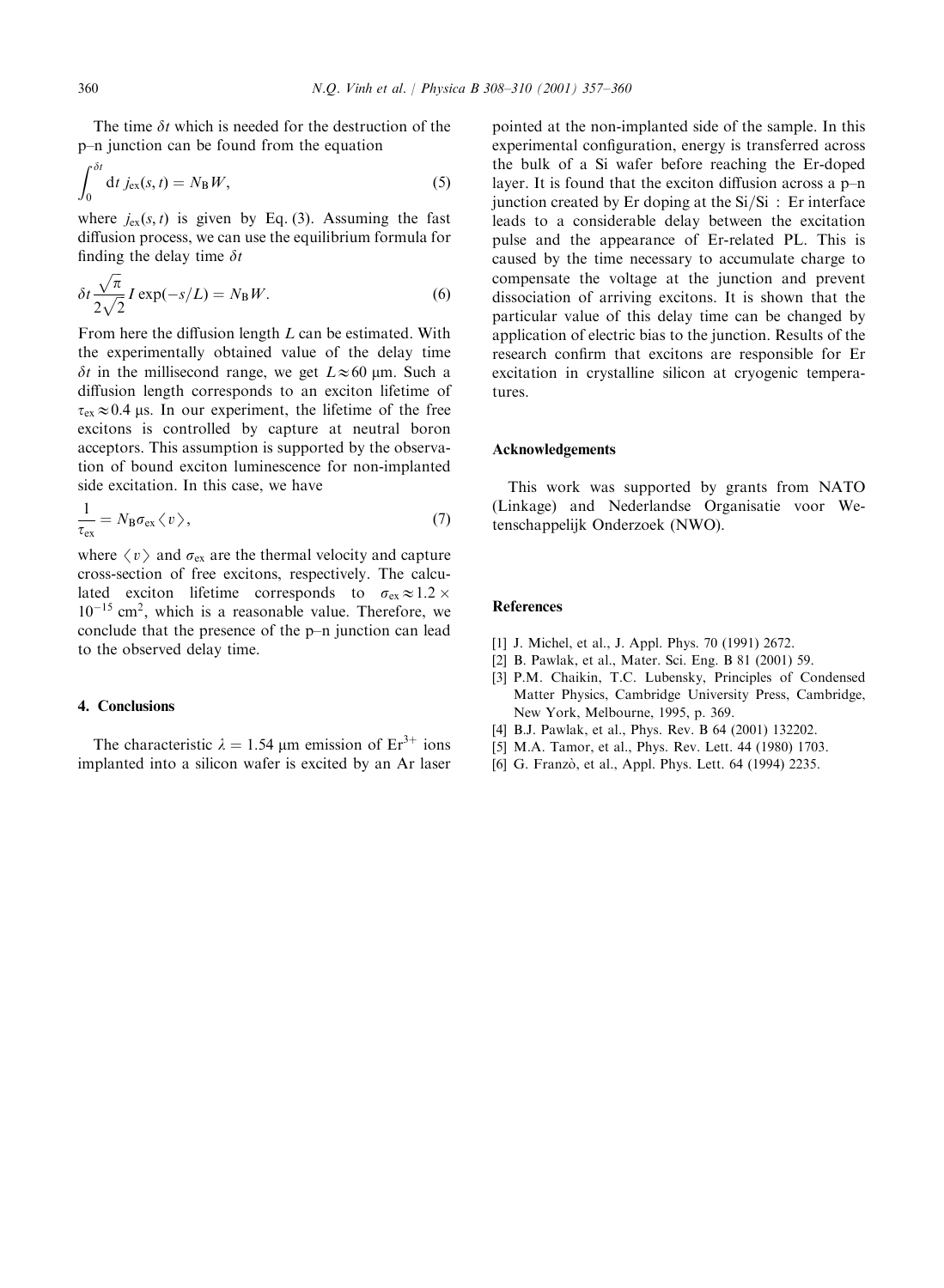The time $\delta t$ which is needed for the destruction of the p–n junction can be found from the equation

$$\int_0^{\delta t} \mathrm{d}t \, j_{\mathrm{ex}}(s,t) = N_{\mathrm{B}} W, \tag{5}$$

where $j_{\mathrm{ex}}(s,t)$ is given by Eq. (3). Assuming the fast diffusion process, we can use the equilibrium formula for finding the delay time $\delta t$

$$\delta t \frac{\sqrt{\pi}}{2\sqrt{2}} I \exp(-s/L) = N_{\mathrm{B}} W. \tag{6}$$

From here the diffusion length $L$ can be estimated. With the experimentally obtained value of the delay time $\delta t$ in the millisecond range, we get $L \approx 60\ \mu\mathrm{m}$. Such a diffusion length corresponds to an exciton lifetime of $\tau_{\mathrm{ex}} \approx 0.4\ \mu\mathrm{s}$. In our experiment, the lifetime of the free excitons is controlled by capture at neutral boron acceptors. This assumption is supported by the observation of bound exciton luminescence for non-implanted side excitation. In this case, we have

$$\frac{1}{\tau_{\mathrm{ex}}} = N_{\mathrm{B}} \sigma_{\mathrm{ex}} \langle v \rangle, \tag{7}$$

where $\langle v \rangle$ and $\sigma_{\mathrm{ex}}$ are the thermal velocity and capture cross-section of free excitons, respectively. The calculated exciton lifetime corresponds to $\sigma_{\mathrm{ex}} \approx 1.2 \times 10^{-15}\ \mathrm{cm}^2$, which is a reasonable value. Therefore, we conclude that the presence of the p–n junction can lead to the observed delay time.

## 4. Conclusions

The characteristic $\lambda = 1.54\ \mu\mathrm{m}$ emission of $Er^{3+}$ ions implanted into a silicon wafer is excited by an Ar laser pointed at the non-implanted side of the sample. In this experimental configuration, energy is transferred across the bulk of a Si wafer before reaching the Er-doped layer. It is found that the exciton diffusion across a p–n junction created by Er doping at the Si/Si : Er interface leads to a considerable delay between the excitation pulse and the appearance of Er-related PL. This is caused by the time necessary to accumulate charge to compensate the voltage at the junction and prevent dissociation of arriving excitons. It is shown that the particular value of this delay time can be changed by application of electric bias to the junction. Results of the research confirm that excitons are responsible for Er excitation in crystalline silicon at cryogenic temperatures.

## Acknowledgements

This work was supported by grants from NATO (Linkage) and Nederlandse Organisatie voor Wetenschappelijk Onderzoek (NWO).

## References

[1] J. Michel, et al., J. Appl. Phys. 70 (1991) 2672.

[2] B. Pawlak, et al., Mater. Sci. Eng. B 81 (2001) 59.

[3] P.M. Chaikin, T.C. Lubensky, Principles of Condensed Matter Physics, Cambridge University Press, Cambridge, New York, Melbourne, 1995, p. 369.

[4] B.J. Pawlak, et al., Phys. Rev. B 64 (2001) 132202.

[5] M.A. Tamor, et al., Phys. Rev. Lett. 44 (1980) 1703.

[6] G. Franzò, et al., Appl. Phys. Lett. 64 (1994) 2235.